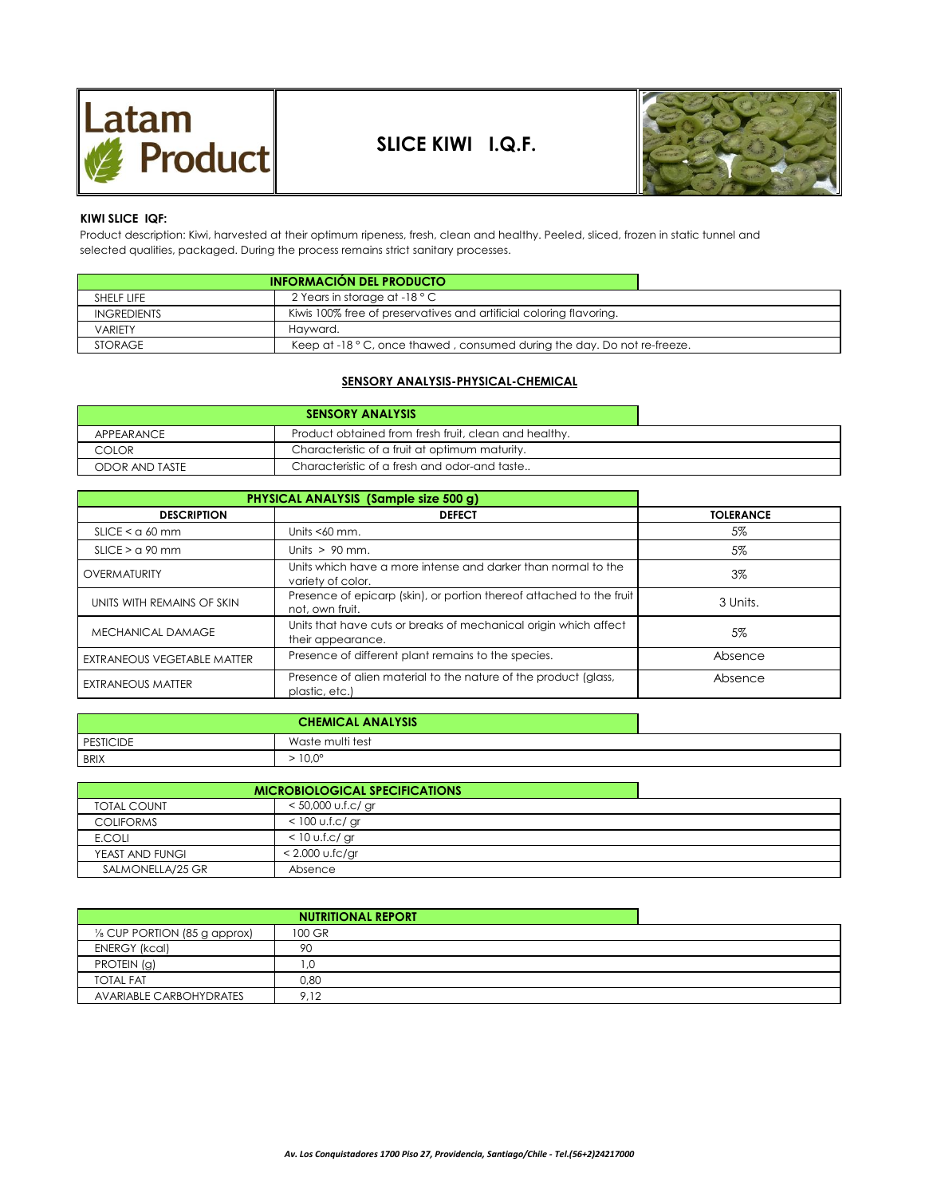# SLICE KIWI I.Q.F.

**KIWI SLICE IQF:**

Product description: Kiwi, harvested at their optimum ripeness, fresh, clean and healthy. Peeled, sliced, frozen in static tunnel and selected qualities, packaged. During the process remains strict sanitary processes.

| INFORMACIÓN DEL PRODUCTO | |
|---|---|
| SHELF LIFE | 2 Years in storage at -18 ° C |
| INGREDIENTS | Kiwis 100% free of preservatives and artificial coloring flavoring. |
| VARIETY | Hayward. |
| STORAGE | Keep at -18 ° C, once thawed , consumed during the day. Do not re-freeze. |

## SENSORY ANALYSIS-PHYSICAL-CHEMICAL

| SENSORY ANALYSIS | |
|---|---|
| APPEARANCE | Product obtained from fresh fruit, clean and healthy. |
| COLOR | Characteristic of a fruit at optimum maturity. |
| ODOR AND TASTE | Characteristic of a fresh and odor-and taste.. |

| PHYSICAL ANALYSIS (Sample size 500 g) | | |
|---|---|---|
| **DESCRIPTION** | **DEFECT** | **TOLERANCE** |
| SLICE < a 60 mm | Units <60 mm. | 5% |
| SLICE > a 90 mm | Units > 90 mm. | 5% |
| OVERMATURITY | Units which have a more intense and darker than normal to the variety of color. | 3% |
| UNITS WITH REMAINS OF SKIN | Presence of epicarp (skin), or portion thereof attached to the fruit not, own fruit. | 3 Units. |
| MECHANICAL DAMAGE | Units that have cuts or breaks of mechanical origin which affect their appearance. | 5% |
| EXTRANEOUS VEGETABLE MATTER | Presence of different plant remains to the species. | Absence |
| EXTRANEOUS MATTER | Presence of alien material to the nature of the product (glass, plastic, etc.) | Absence |

| CHEMICAL ANALYSIS | |
|---|---|
| PESTICIDE | Waste multi test |
| BRIX | > 10,0° |

| MICROBIOLOGICAL SPECIFICATIONS | |
|---|---|
| TOTAL COUNT | < 50,000 u.f.c/ gr |
| COLIFORMS | < 100 u.f.c/ gr |
| E.COLI | < 10 u.f.c/ gr |
| YEAST AND FUNGI | < 2.000 u.fc/gr |
| SALMONELLA/25 GR | Absence |

| NUTRITIONAL REPORT | |
|---|---|
| ⅛ CUP PORTION (85 g approx) | 100 GR |
| ENERGY (kcal) | 90 |
| PROTEIN (g) | 1,0 |
| TOTAL FAT | 0,80 |
| AVARIABLE CARBOHYDRATES | 9,12 |

*Av. Los Conquistadores 1700 Piso 27, Providencia, Santiago/Chile - Tel.(56+2)24217000*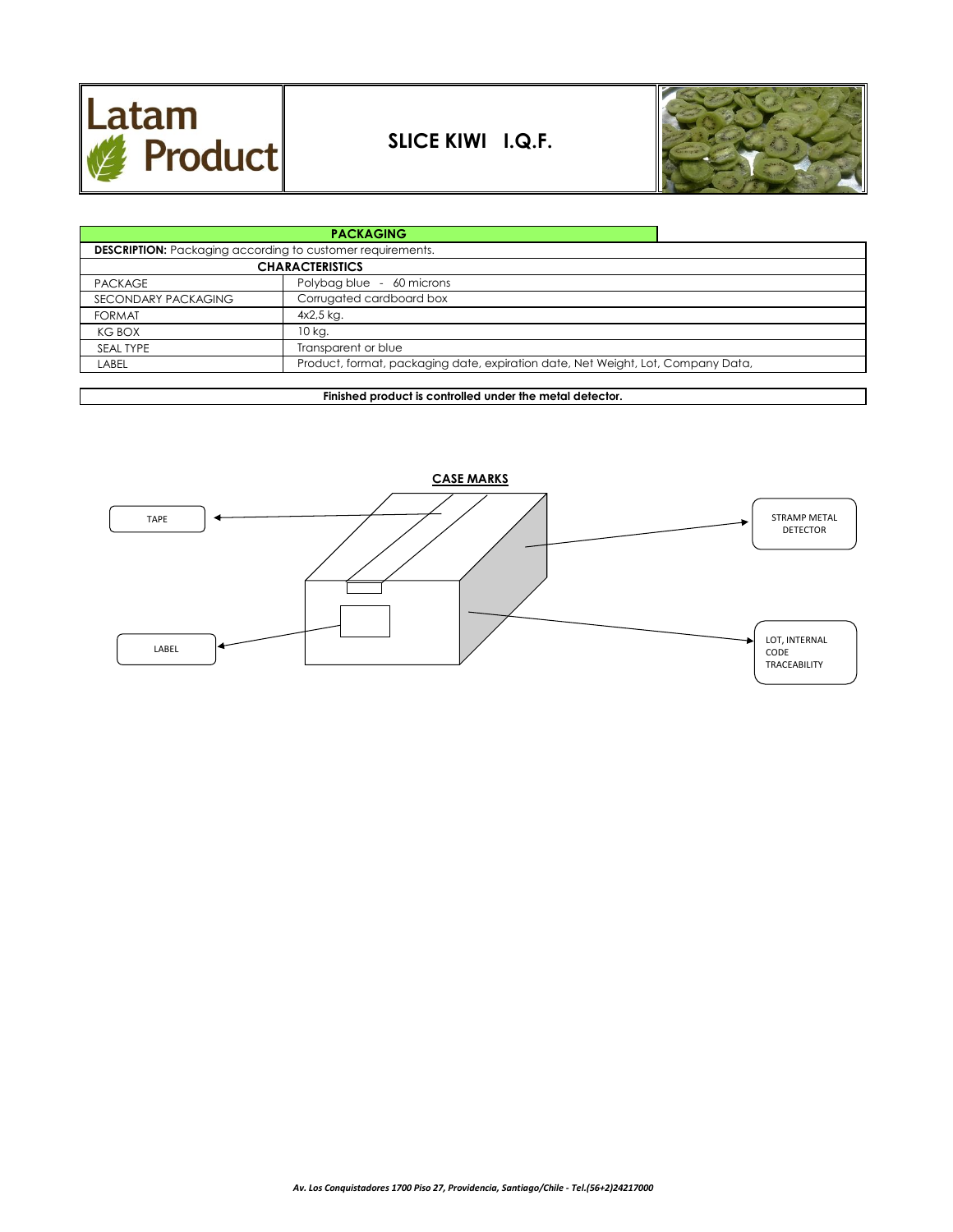# Latam Product

## SLICE KIWI I.Q.F.

| PACKAGING | |
|---|---|
| **DESCRIPTION:** Packaging according to customer requirements. | |
| **CHARACTERISTICS** | |
| PACKAGE | Polybag blue - 60 microns |
| SECONDARY PACKAGING | Corrugated cardboard box |
| FORMAT | 4x2,5 kg. |
| KG BOX | 10 kg. |
| SEAL TYPE | Transparent or blue |
| LABEL | Product, format, packaging date, expiration date, Net Weight, Lot, Company Data, |

**Finished product is controlled under the metal detector.**

**CASE MARKS**

TAPE

STRAMP METAL DETECTOR

LABEL

LOT, INTERNAL CODE TRACEABILITY

*Av. Los Conquistadores 1700 Piso 27, Providencia, Santiago/Chile - Tel.(56+2)24217000*